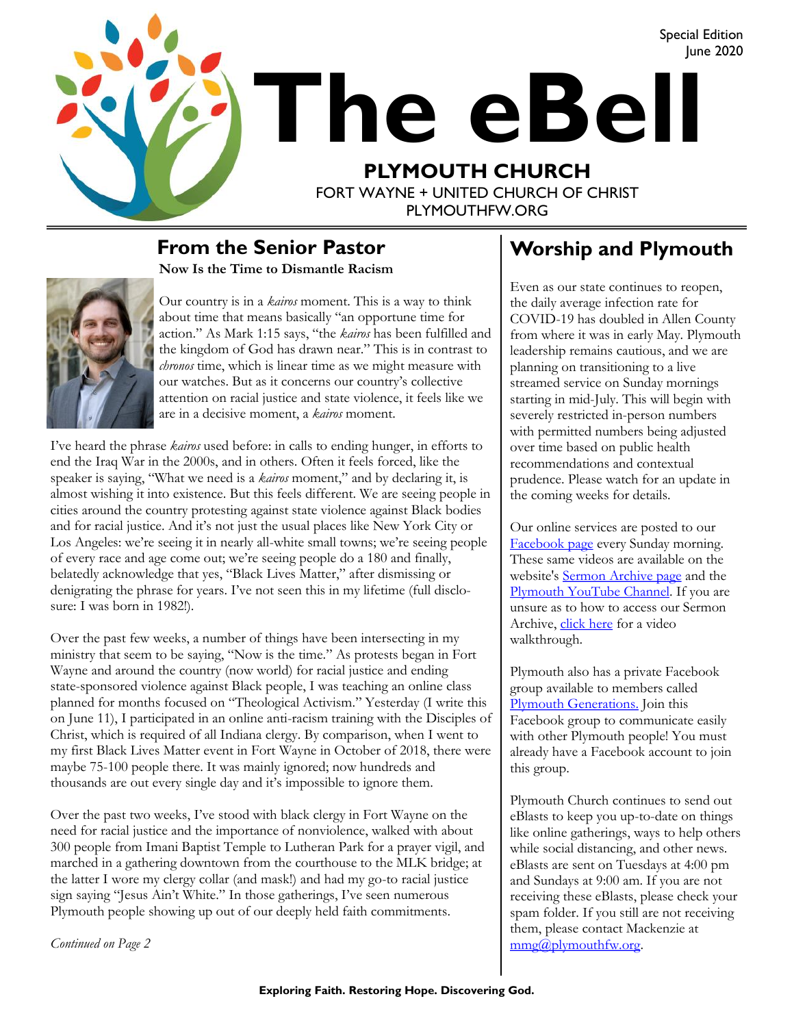Special Edition
June 2020

# The eBell

## PLYMOUTH CHURCH

FORT WAYNE + UNITED CHURCH OF CHRIST
PLYMOUTHFW.ORG

## From the Senior Pastor

**Now Is the Time to Dismantle Racism**

Our country is in a *kairos* moment. This is a way to think about time that means basically "an opportune time for action." As Mark 1:15 says, "the *kairos* has been fulfilled and the kingdom of God has drawn near." This is in contrast to *chronos* time, which is linear time as we might measure with our watches. But as it concerns our country's collective attention on racial justice and state violence, it feels like we are in a decisive moment, a *kairos* moment.

I've heard the phrase *kairos* used before: in calls to ending hunger, in efforts to end the Iraq War in the 2000s, and in others. Often it feels forced, like the speaker is saying, "What we need is a *kairos* moment," and by declaring it, is almost wishing it into existence. But this feels different. We are seeing people in cities around the country protesting against state violence against Black bodies and for racial justice. And it's not just the usual places like New York City or Los Angeles: we're seeing it in nearly all-white small towns; we're seeing people of every race and age come out; we're seeing people do a 180 and finally, belatedly acknowledge that yes, "Black Lives Matter," after dismissing or denigrating the phrase for years. I've not seen this in my lifetime (full disclosure: I was born in 1982!).

Over the past few weeks, a number of things have been intersecting in my ministry that seem to be saying, "Now is the time." As protests began in Fort Wayne and around the country (now world) for racial justice and ending state-sponsored violence against Black people, I was teaching an online class planned for months focused on "Theological Activism." Yesterday (I write this on June 11), I participated in an online anti-racism training with the Disciples of Christ, which is required of all Indiana clergy. By comparison, when I went to my first Black Lives Matter event in Fort Wayne in October of 2018, there were maybe 75-100 people there. It was mainly ignored; now hundreds and thousands are out every single day and it's impossible to ignore them.

Over the past two weeks, I've stood with black clergy in Fort Wayne on the need for racial justice and the importance of nonviolence, walked with about 300 people from Imani Baptist Temple to Lutheran Park for a prayer vigil, and marched in a gathering downtown from the courthouse to the MLK bridge; at the latter I wore my clergy collar (and mask!) and had my go-to racial justice sign saying "Jesus Ain't White." In those gatherings, I've seen numerous Plymouth people showing up out of our deeply held faith commitments.

*Continued on Page 2*

## Worship and Plymouth

Even as our state continues to reopen, the daily average infection rate for COVID-19 has doubled in Allen County from where it was in early May. Plymouth leadership remains cautious, and we are planning on transitioning to a live streamed service on Sunday mornings starting in mid-July. This will begin with severely restricted in-person numbers with permitted numbers being adjusted over time based on public health recommendations and contextual prudence. Please watch for an update in the coming weeks for details.

Our online services are posted to our Facebook page every Sunday morning. These same videos are available on the website's Sermon Archive page and the Plymouth YouTube Channel. If you are unsure as to how to access our Sermon Archive, click here for a video walkthrough.

Plymouth also has a private Facebook group available to members called Plymouth Generations. Join this Facebook group to communicate easily with other Plymouth people! You must already have a Facebook account to join this group.

Plymouth Church continues to send out eBlasts to keep you up-to-date on things like online gatherings, ways to help others while social distancing, and other news. eBlasts are sent on Tuesdays at 4:00 pm and Sundays at 9:00 am. If you are not receiving these eBlasts, please check your spam folder. If you still are not receiving them, please contact Mackenzie at mmg@plymouthfw.org.

**Exploring Faith. Restoring Hope. Discovering God.**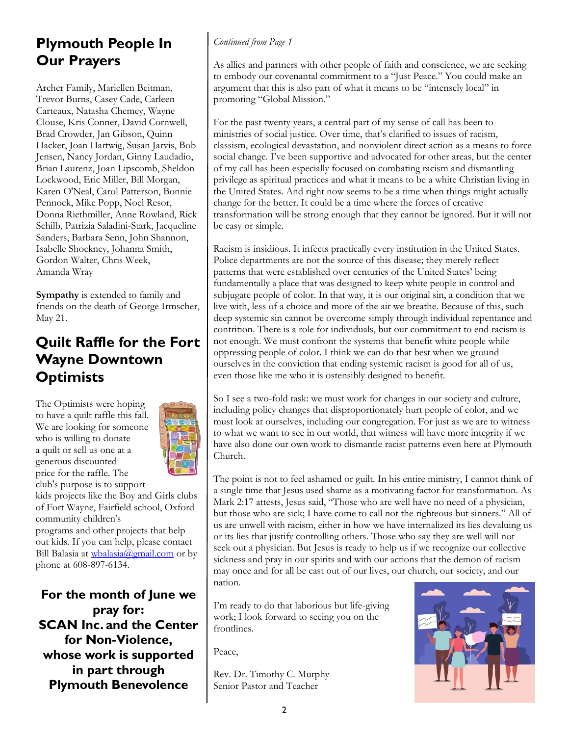## Plymouth People In Our Prayers

Archer Family, Mariellen Beitman, Trevor Burns, Casey Cade, Carleen Carteaux, Natasha Chemey, Wayne Clouse, Kris Conner, David Cornwell, Brad Crowder, Jan Gibson, Quinn Hacker, Joan Hartwig, Susan Jarvis, Bob Jensen, Nancy Jordan, Ginny Laudadio, Brian Laurenz, Joan Lipscomb, Sheldon Lockwood, Eric Miller, Bill Morgan, Karen O'Neal, Carol Patterson, Bonnie Pennock, Mike Popp, Noel Resor, Donna Riethmiller, Anne Rowland, Rick Schilb, Patrizia Saladini-Stark, Jacqueline Sanders, Barbara Senn, John Shannon, Isabelle Shockney, Johanna Smith, Gordon Walter, Chris Week, Amanda Wray

**Sympathy** is extended to family and friends on the death of George Irmscher, May 21.

## Quilt Raffle for the Fort Wayne Downtown Optimists

The Optimists were hoping to have a quilt raffle this fall. We are looking for someone who is willing to donate a quilt or sell us one at a generous discounted price for the raffle. The club's purpose is to support kids projects like the Boy and Girls clubs of Fort Wayne, Fairfield school, Oxford community children's programs and other projects that help out kids. If you can help, please contact Bill Balasia at wbalasia@gmail.com or by phone at 608-897-6134.

**For the month of June we pray for: SCAN Inc. and the Center for Non-Violence, whose work is supported in part through Plymouth Benevolence**

*Continued from Page 1*

As allies and partners with other people of faith and conscience, we are seeking to embody our covenantal commitment to a "Just Peace." You could make an argument that this is also part of what it means to be "intensely local" in promoting "Global Mission."

For the past twenty years, a central part of my sense of call has been to ministries of social justice. Over time, that's clarified to issues of racism, classism, ecological devastation, and nonviolent direct action as a means to force social change. I've been supportive and advocated for other areas, but the center of my call has been especially focused on combating racism and dismantling privilege as spiritual practices and what it means to be a white Christian living in the United States. And right now seems to be a time when things might actually change for the better. It could be a time where the forces of creative transformation will be strong enough that they cannot be ignored. But it will not be easy or simple.

Racism is insidious. It infects practically every institution in the United States. Police departments are not the source of this disease; they merely reflect patterns that were established over centuries of the United States' being fundamentally a place that was designed to keep white people in control and subjugate people of color. In that way, it is our original sin, a condition that we live with, less of a choice and more of the air we breathe. Because of this, such deep systemic sin cannot be overcome simply through individual repentance and contrition. There is a role for individuals, but our commitment to end racism is not enough. We must confront the systems that benefit white people while oppressing people of color. I think we can do that best when we ground ourselves in the conviction that ending systemic racism is good for all of us, even those like me who it is ostensibly designed to benefit.

So I see a two-fold task: we must work for changes in our society and culture, including policy changes that disproportionately hurt people of color, and we must look at ourselves, including our congregation. For just as we are to witness to what we want to see in our world, that witness will have more integrity if we have also done our own work to dismantle racist patterns even here at Plymouth Church.

The point is not to feel ashamed or guilt. In his entire ministry, I cannot think of a single time that Jesus used shame as a motivating factor for transformation. As Mark 2:17 attests, Jesus said, "Those who are well have no need of a physician, but those who are sick; I have come to call not the righteous but sinners." All of us are unwell with racism, either in how we have internalized its lies devaluing us or its lies that justify controlling others. Those who say they are well will not seek out a physician. But Jesus is ready to help us if we recognize our collective sickness and pray in our spirits and with our actions that the demon of racism may once and for all be cast out of our lives, our church, our society, and our nation.

I'm ready to do that laborious but life-giving work; I look forward to seeing you on the frontlines.

Peace,

Rev. Dr. Timothy C. Murphy
Senior Pastor and Teacher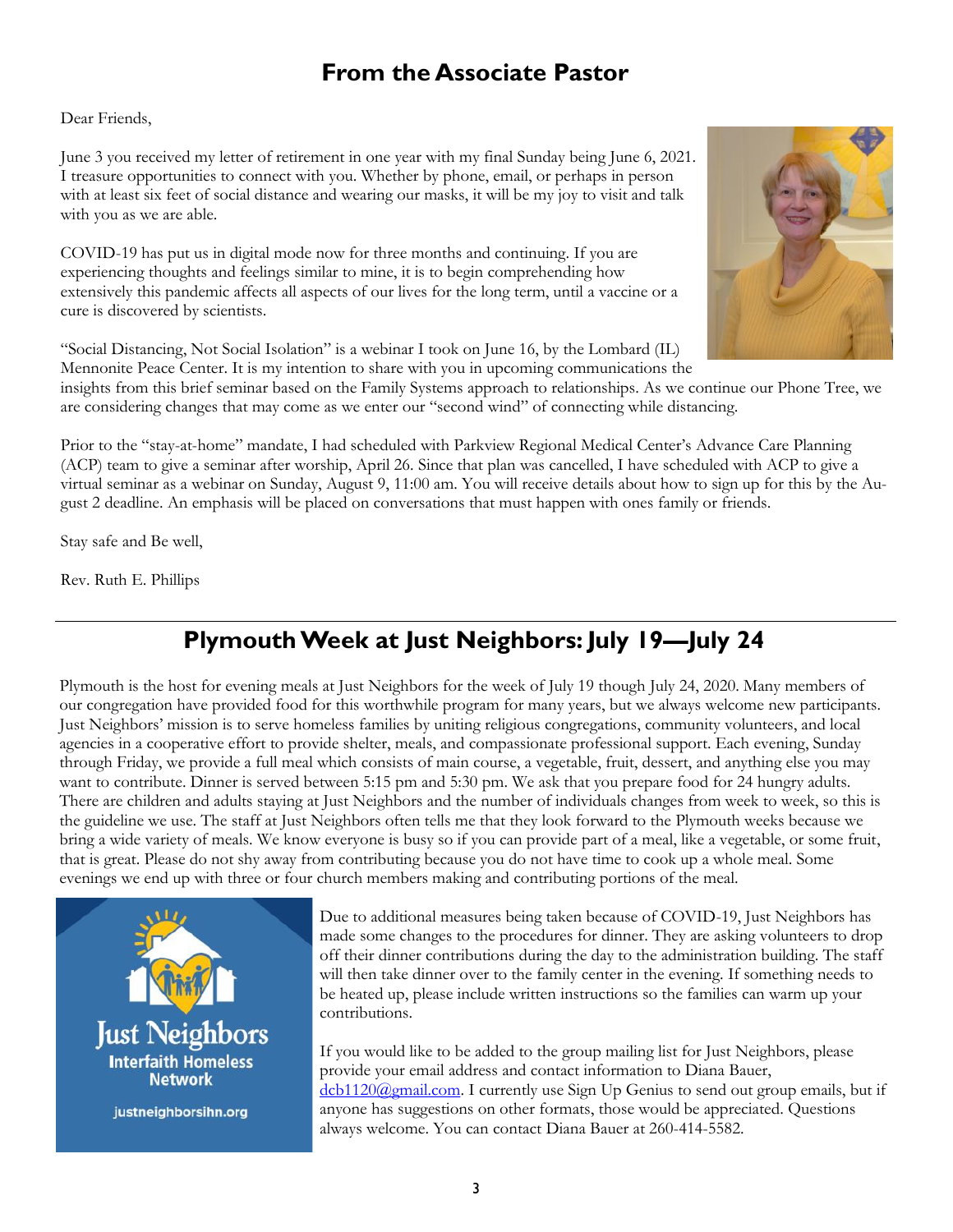## From the Associate Pastor

Dear Friends,

June 3 you received my letter of retirement in one year with my final Sunday being June 6, 2021. I treasure opportunities to connect with you. Whether by phone, email, or perhaps in person with at least six feet of social distance and wearing our masks, it will be my joy to visit and talk with you as we are able.

COVID-19 has put us in digital mode now for three months and continuing. If you are experiencing thoughts and feelings similar to mine, it is to begin comprehending how extensively this pandemic affects all aspects of our lives for the long term, until a vaccine or a cure is discovered by scientists.

"Social Distancing, Not Social Isolation" is a webinar I took on June 16, by the Lombard (IL) Mennonite Peace Center. It is my intention to share with you in upcoming communications the insights from this brief seminar based on the Family Systems approach to relationships. As we continue our Phone Tree, we are considering changes that may come as we enter our "second wind" of connecting while distancing.

Prior to the "stay-at-home" mandate, I had scheduled with Parkview Regional Medical Center's Advance Care Planning (ACP) team to give a seminar after worship, April 26. Since that plan was cancelled, I have scheduled with ACP to give a virtual seminar as a webinar on Sunday, August 9, 11:00 am. You will receive details about how to sign up for this by the August 2 deadline. An emphasis will be placed on conversations that must happen with ones family or friends.

Stay safe and Be well,

Rev. Ruth E. Phillips

## Plymouth Week at Just Neighbors: July 19—July 24

Plymouth is the host for evening meals at Just Neighbors for the week of July 19 though July 24, 2020. Many members of our congregation have provided food for this worthwhile program for many years, but we always welcome new participants. Just Neighbors' mission is to serve homeless families by uniting religious congregations, community volunteers, and local agencies in a cooperative effort to provide shelter, meals, and compassionate professional support. Each evening, Sunday through Friday, we provide a full meal which consists of main course, a vegetable, fruit, dessert, and anything else you may want to contribute. Dinner is served between 5:15 pm and 5:30 pm. We ask that you prepare food for 24 hungry adults. There are children and adults staying at Just Neighbors and the number of individuals changes from week to week, so this is the guideline we use. The staff at Just Neighbors often tells me that they look forward to the Plymouth weeks because we bring a wide variety of meals. We know everyone is busy so if you can provide part of a meal, like a vegetable, or some fruit, that is great. Please do not shy away from contributing because you do not have time to cook up a whole meal. Some evenings we end up with three or four church members making and contributing portions of the meal.

Just Neighbors
Interfaith Homeless Network
justneighborsihn.org

Due to additional measures being taken because of COVID-19, Just Neighbors has made some changes to the procedures for dinner. They are asking volunteers to drop off their dinner contributions during the day to the administration building. The staff will then take dinner over to the family center in the evening. If something needs to be heated up, please include written instructions so the families can warm up your contributions.

If you would like to be added to the group mailing list for Just Neighbors, please provide your email address and contact information to Diana Bauer, dcb1120@gmail.com. I currently use Sign Up Genius to send out group emails, but if anyone has suggestions on other formats, those would be appreciated. Questions always welcome. You can contact Diana Bauer at 260-414-5582.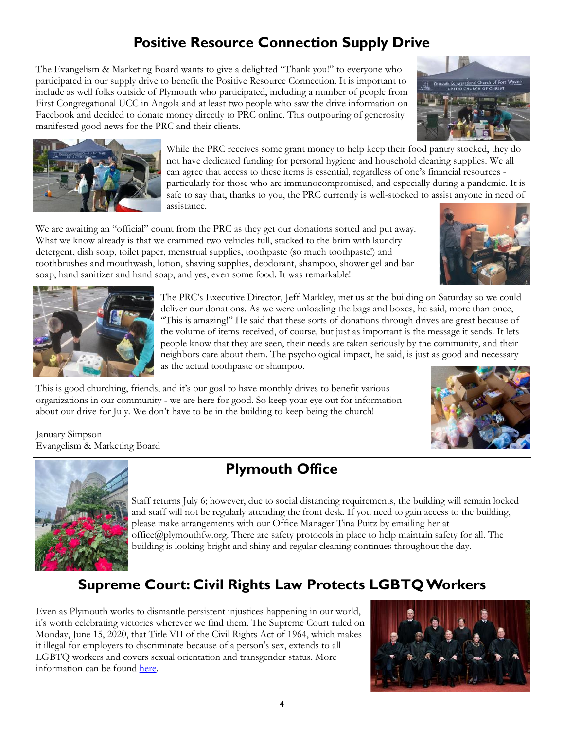## Positive Resource Connection Supply Drive

The Evangelism & Marketing Board wants to give a delighted "Thank you!" to everyone who participated in our supply drive to benefit the Positive Resource Connection. It is important to include as well folks outside of Plymouth who participated, including a number of people from First Congregational UCC in Angola and at least two people who saw the drive information on Facebook and decided to donate money directly to PRC online. This outpouring of generosity manifested good news for the PRC and their clients.

While the PRC receives some grant money to help keep their food pantry stocked, they do not have dedicated funding for personal hygiene and household cleaning supplies. We all can agree that access to these items is essential, regardless of one's financial resources - particularly for those who are immunocompromised, and especially during a pandemic. It is safe to say that, thanks to you, the PRC currently is well-stocked to assist anyone in need of assistance.

We are awaiting an "official" count from the PRC as they get our donations sorted and put away. What we know already is that we crammed two vehicles full, stacked to the brim with laundry detergent, dish soap, toilet paper, menstrual supplies, toothpaste (so much toothpaste!) and toothbrushes and mouthwash, lotion, shaving supplies, deodorant, shampoo, shower gel and bar soap, hand sanitizer and hand soap, and yes, even some food. It was remarkable!

The PRC's Executive Director, Jeff Markley, met us at the building on Saturday so we could deliver our donations. As we were unloading the bags and boxes, he said, more than once, "This is amazing!" He said that these sorts of donations through drives are great because of the volume of items received, of course, but just as important is the message it sends. It lets people know that they are seen, their needs are taken seriously by the community, and their neighbors care about them. The psychological impact, he said, is just as good and necessary as the actual toothpaste or shampoo.

This is good churching, friends, and it's our goal to have monthly drives to benefit various organizations in our community - we are here for good. So keep your eye out for information about our drive for July. We don't have to be in the building to keep being the church!

January Simpson
Evangelism & Marketing Board

## Plymouth Office

Staff returns July 6; however, due to social distancing requirements, the building will remain locked and staff will not be regularly attending the front desk. If you need to gain access to the building, please make arrangements with our Office Manager Tina Puitz by emailing her at office@plymouthfw.org. There are safety protocols in place to help maintain safety for all. The building is looking bright and shiny and regular cleaning continues throughout the day.

## Supreme Court: Civil Rights Law Protects LGBTQ Workers

Even as Plymouth works to dismantle persistent injustices happening in our world, it's worth celebrating victories wherever we find them. The Supreme Court ruled on Monday, June 15, 2020, that Title VII of the Civil Rights Act of 1964, which makes it illegal for employers to discriminate because of a person's sex, extends to all LGBTQ workers and covers sexual orientation and transgender status. More information can be found here.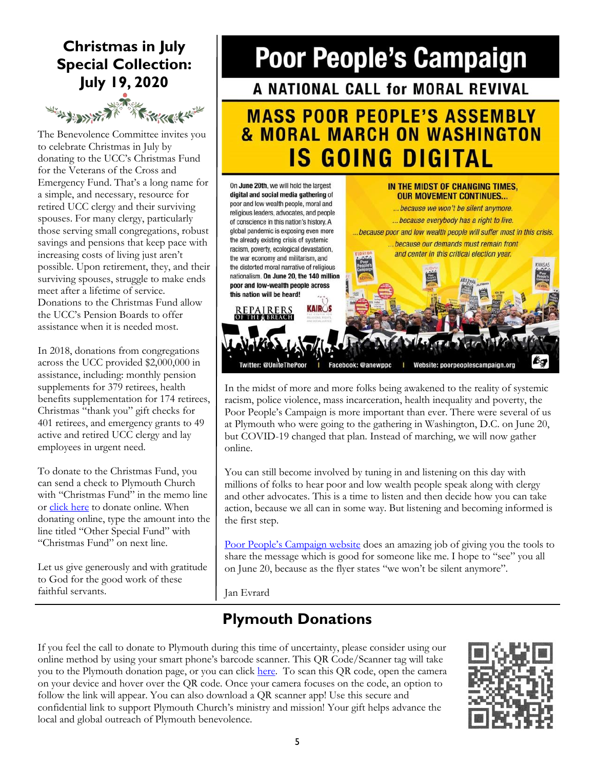## Christmas in July Special Collection: July 19, 2020

The Benevolence Committee invites you to celebrate Christmas in July by donating to the UCC's Christmas Fund for the Veterans of the Cross and Emergency Fund. That's a long name for a simple, and necessary, resource for retired UCC clergy and their surviving spouses. For many clergy, particularly those serving small congregations, robust savings and pensions that keep pace with increasing costs of living just aren't possible. Upon retirement, they, and their surviving spouses, struggle to make ends meet after a lifetime of service. Donations to the Christmas Fund allow the UCC's Pension Boards to offer assistance when it is needed most.

In 2018, donations from congregations across the UCC provided $2,000,000 in assistance, including: monthly pension supplements for 379 retirees, health benefits supplementation for 174 retirees, Christmas "thank you" gift checks for 401 retirees, and emergency grants to 49 active and retired UCC clergy and lay employees in urgent need.

To donate to the Christmas Fund, you can send a check to Plymouth Church with "Christmas Fund" in the memo line or click here to donate online. When donating online, type the amount into the line titled "Other Special Fund" with "Christmas Fund" on next line.

Let us give generously and with gratitude to God for the good work of these faithful servants.

# Poor People's Campaign

## A NATIONAL CALL for MORAL REVIVAL

## MASS POOR PEOPLE'S ASSEMBLY & MORAL MARCH ON WASHINGTON IS GOING DIGITAL

On **June 20th**, we will hold the largest **digital and social media gathering** of poor and low wealth people, moral and religious leaders, advocates, and people of conscience in this nation's history. A global pandemic is exposing even more the already existing crisis of systemic racism, poverty, ecological devastation, the war economy and militarism, and the distorted moral narrative of religious nationalism. **On June 20, the 140 million poor and low-wealth people across this nation will be heard!**

**IN THE MIDST OF CHANGING TIMES, OUR MOVEMENT CONTINUES...**

*...because we won't be silent anymore.*
*...because everybody has a right to live.*
*...because poor and low wealth people will suffer most in this crisis.*
*...because our demands must remain front and center in this critical election year.*

REPAIRERS OF THE BREACH | KAIROS

Twitter: @UniteThePoor | Facebook: @anewppc | Website: poorpeoplescampaign.org

In the midst of more and more folks being awakened to the reality of systemic racism, police violence, mass incarceration, health inequality and poverty, the Poor People's Campaign is more important than ever. There were several of us at Plymouth who were going to the gathering in Washington, D.C. on June 20, but COVID-19 changed that plan. Instead of marching, we will now gather online.

You can still become involved by tuning in and listening on this day with millions of folks to hear poor and low wealth people speak along with clergy and other advocates. This is a time to listen and then decide how you can take action, because we all can in some way. But listening and becoming informed is the first step.

Poor People's Campaign website does an amazing job of giving you the tools to share the message which is good for someone like me. I hope to "see" you all on June 20, because as the flyer states "we won't be silent anymore".

Jan Evrard

## Plymouth Donations

If you feel the call to donate to Plymouth during this time of uncertainty, please consider using our online method by using your smart phone's barcode scanner. This QR Code/Scanner tag will take you to the Plymouth donation page, or you can click here. To scan this QR code, open the camera on your device and hover over the QR code. Once your camera focuses on the code, an option to follow the link will appear. You can also download a QR scanner app! Use this secure and confidential link to support Plymouth Church's ministry and mission! Your gift helps advance the local and global outreach of Plymouth benevolence.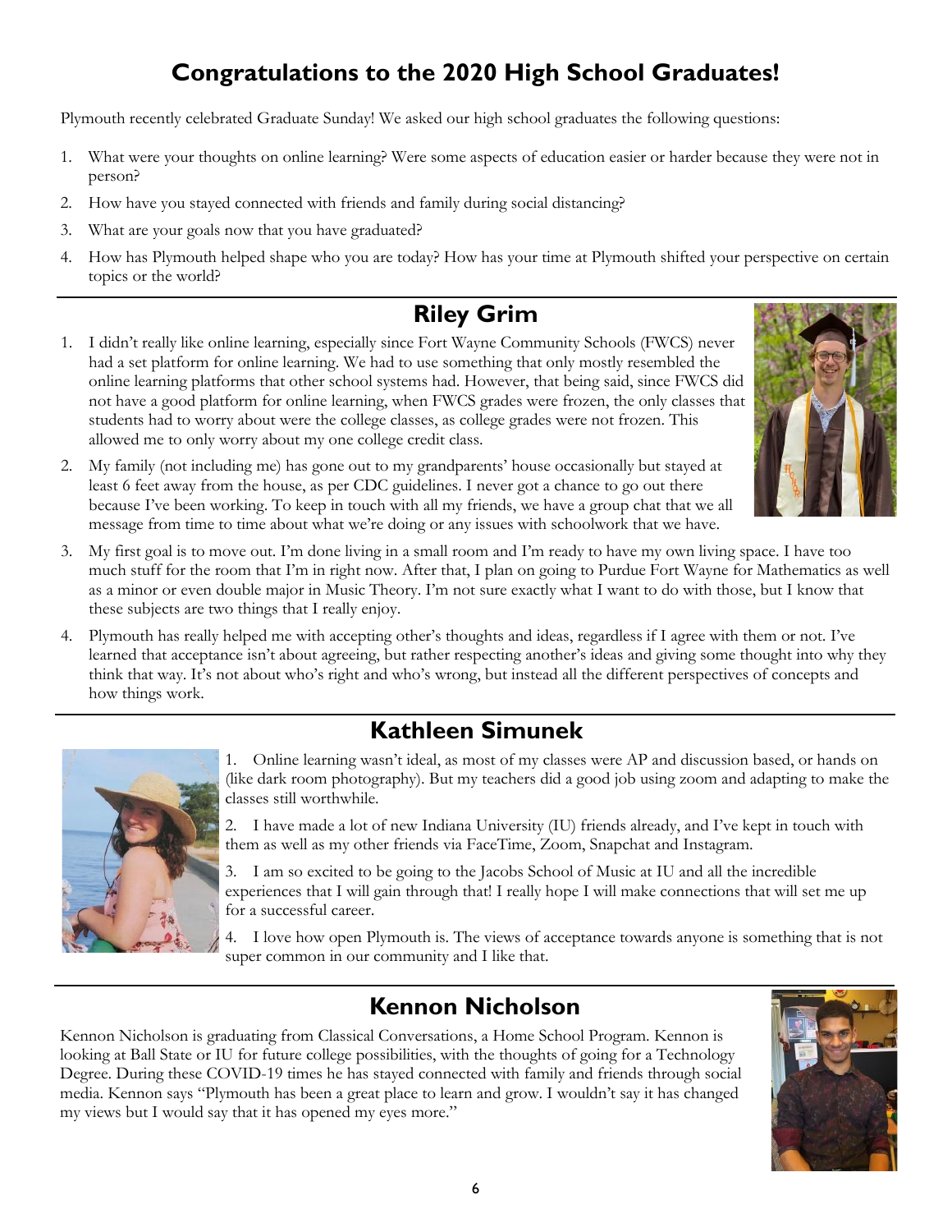# Congratulations to the 2020 High School Graduates!

Plymouth recently celebrated Graduate Sunday! We asked our high school graduates the following questions:

1. What were your thoughts on online learning? Were some aspects of education easier or harder because they were not in person?
2. How have you stayed connected with friends and family during social distancing?
3. What are your goals now that you have graduated?
4. How has Plymouth helped shape who you are today? How has your time at Plymouth shifted your perspective on certain topics or the world?

## Riley Grim

1. I didn't really like online learning, especially since Fort Wayne Community Schools (FWCS) never had a set platform for online learning. We had to use something that only mostly resembled the online learning platforms that other school systems had. However, that being said, since FWCS did not have a good platform for online learning, when FWCS grades were frozen, the only classes that students had to worry about were the college classes, as college grades were not frozen. This allowed me to only worry about my one college credit class.
2. My family (not including me) has gone out to my grandparents' house occasionally but stayed at least 6 feet away from the house, as per CDC guidelines. I never got a chance to go out there because I've been working. To keep in touch with all my friends, we have a group chat that we all message from time to time about what we're doing or any issues with schoolwork that we have.
3. My first goal is to move out. I'm done living in a small room and I'm ready to have my own living space. I have too much stuff for the room that I'm in right now. After that, I plan on going to Purdue Fort Wayne for Mathematics as well as a minor or even double major in Music Theory. I'm not sure exactly what I want to do with those, but I know that these subjects are two things that I really enjoy.
4. Plymouth has really helped me with accepting other's thoughts and ideas, regardless if I agree with them or not. I've learned that acceptance isn't about agreeing, but rather respecting another's ideas and giving some thought into why they think that way. It's not about who's right and who's wrong, but instead all the different perspectives of concepts and how things work.

## Kathleen Simunek

1. Online learning wasn't ideal, as most of my classes were AP and discussion based, or hands on (like dark room photography). But my teachers did a good job using zoom and adapting to make the classes still worthwhile.
2. I have made a lot of new Indiana University (IU) friends already, and I've kept in touch with them as well as my other friends via FaceTime, Zoom, Snapchat and Instagram.
3. I am so excited to be going to the Jacobs School of Music at IU and all the incredible experiences that I will gain through that! I really hope I will make connections that will set me up for a successful career.
4. I love how open Plymouth is. The views of acceptance towards anyone is something that is not super common in our community and I like that.

## Kennon Nicholson

Kennon Nicholson is graduating from Classical Conversations, a Home School Program. Kennon is looking at Ball State or IU for future college possibilities, with the thoughts of going for a Technology Degree. During these COVID-19 times he has stayed connected with family and friends through social media. Kennon says "Plymouth has been a great place to learn and grow. I wouldn't say it has changed my views but I would say that it has opened my eyes more."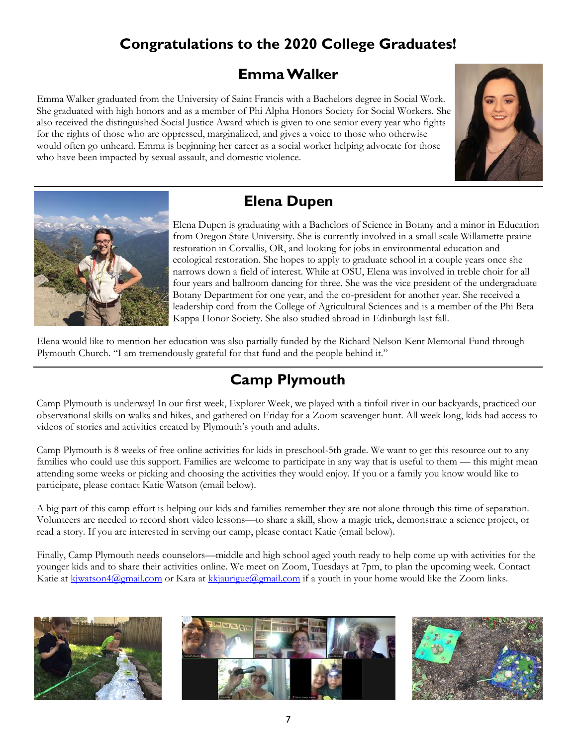# Congratulations to the 2020 College Graduates!

## Emma Walker

Emma Walker graduated from the University of Saint Francis with a Bachelors degree in Social Work. She graduated with high honors and as a member of Phi Alpha Honors Society for Social Workers. She also received the distinguished Social Justice Award which is given to one senior every year who fights for the rights of those who are oppressed, marginalized, and gives a voice to those who otherwise would often go unheard. Emma is beginning her career as a social worker helping advocate for those who have been impacted by sexual assault, and domestic violence.

## Elena Dupen

Elena Dupen is graduating with a Bachelors of Science in Botany and a minor in Education from Oregon State University. She is currently involved in a small scale Willamette prairie restoration in Corvallis, OR, and looking for jobs in environmental education and ecological restoration. She hopes to apply to graduate school in a couple years once she narrows down a field of interest. While at OSU, Elena was involved in treble choir for all four years and ballroom dancing for three. She was the vice president of the undergraduate Botany Department for one year, and the co-president for another year. She received a leadership cord from the College of Agricultural Sciences and is a member of the Phi Beta Kappa Honor Society. She also studied abroad in Edinburgh last fall.

Elena would like to mention her education was also partially funded by the Richard Nelson Kent Memorial Fund through Plymouth Church. "I am tremendously grateful for that fund and the people behind it."

## Camp Plymouth

Camp Plymouth is underway! In our first week, Explorer Week, we played with a tinfoil river in our backyards, practiced our observational skills on walks and hikes, and gathered on Friday for a Zoom scavenger hunt. All week long, kids had access to videos of stories and activities created by Plymouth's youth and adults.

Camp Plymouth is 8 weeks of free online activities for kids in preschool-5th grade. We want to get this resource out to any families who could use this support. Families are welcome to participate in any way that is useful to them — this might mean attending some weeks or picking and choosing the activities they would enjoy. If you or a family you know would like to participate, please contact Katie Watson (email below).

A big part of this camp effort is helping our kids and families remember they are not alone through this time of separation. Volunteers are needed to record short video lessons—to share a skill, show a magic trick, demonstrate a science project, or read a story. If you are interested in serving our camp, please contact Katie (email below).

Finally, Camp Plymouth needs counselors—middle and high school aged youth ready to help come up with activities for the younger kids and to share their activities online. We meet on Zoom, Tuesdays at 7pm, to plan the upcoming week. Contact Katie at kjwatson4@gmail.com or Kara at kkjaurigue@gmail.com if a youth in your home would like the Zoom links.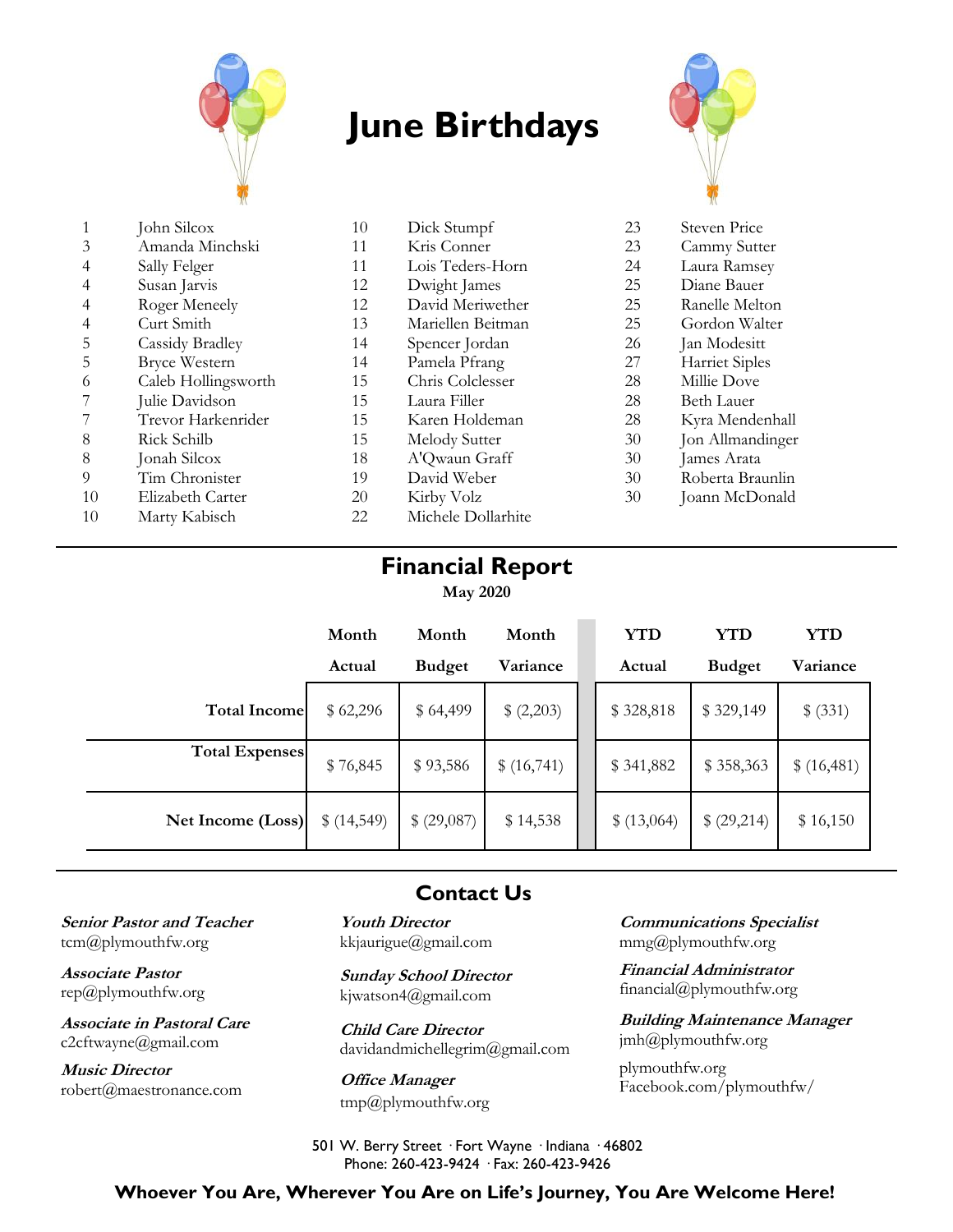# June Birthdays

| | |
|---|---|
| 1 | John Silcox |
| 3 | Amanda Minchski |
| 4 | Sally Felger |
| 4 | Susan Jarvis |
| 4 | Roger Meneely |
| 4 | Curt Smith |
| 5 | Cassidy Bradley |
| 5 | Bryce Western |
| 6 | Caleb Hollingsworth |
| 7 | Julie Davidson |
| 7 | Trevor Harkenrider |
| 8 | Rick Schilb |
| 8 | Jonah Silcox |
| 9 | Tim Chronister |
| 10 | Elizabeth Carter |
| 10 | Marty Kabisch |
| 10 | Dick Stumpf |
| 11 | Kris Conner |
| 11 | Lois Teders-Horn |
| 12 | Dwight James |
| 12 | David Meriwether |
| 13 | Mariellen Beitman |
| 14 | Spencer Jordan |
| 14 | Pamela Pfrang |
| 15 | Chris Colclesser |
| 15 | Laura Filler |
| 15 | Karen Holdeman |
| 15 | Melody Sutter |
| 18 | A'Qwaun Graff |
| 19 | David Weber |
| 20 | Kirby Volz |
| 22 | Michele Dollarhite |
| 23 | Steven Price |
| 23 | Cammy Sutter |
| 24 | Laura Ramsey |
| 25 | Diane Bauer |
| 25 | Ranelle Melton |
| 25 | Gordon Walter |
| 26 | Jan Modesitt |
| 27 | Harriet Siples |
| 28 | Millie Dove |
| 28 | Beth Lauer |
| 28 | Kyra Mendenhall |
| 30 | Jon Allmandinger |
| 30 | James Arata |
| 30 | Roberta Braunlin |
| 30 | Joann McDonald |

## Financial Report

**May 2020**

| | Month Actual | Month Budget | Month Variance | YTD Actual | YTD Budget | YTD Variance |
|---|---|---|---|---|---|---|
| **Total Income** | $ 62,296 | $ 64,499 | $ (2,203) | $ 328,818 | $ 329,149 | $ (331) |
| **Total Expenses** | $ 76,845 | $ 93,586 | $ (16,741) | $ 341,882 | $ 358,363 | $ (16,481) |
| **Net Income (Loss)** | $ (14,549) | $ (29,087) | $ 14,538 | $ (13,064) | $ (29,214) | $ 16,150 |

## Contact Us

***Senior Pastor and Teacher***
tcm@plymouthfw.org

***Associate Pastor***
rep@plymouthfw.org

***Associate in Pastoral Care***
c2cftwayne@gmail.com

***Music Director***
robert@maestronance.com

***Youth Director***
kkjaurigue@gmail.com

***Sunday School Director***
kjwatson4@gmail.com

***Child Care Director***
davidandmichellegrim@gmail.com

***Office Manager***
tmp@plymouthfw.org

***Communications Specialist***
mmg@plymouthfw.org

***Financial Administrator***
financial@plymouthfw.org

***Building Maintenance Manager***
jmh@plymouthfw.org

plymouthfw.org
Facebook.com/plymouthfw/

501 W. Berry Street · Fort Wayne · Indiana · 46802
Phone: 260-423-9424 · Fax: 260-423-9426

**Whoever You Are, Wherever You Are on Life's Journey, You Are Welcome Here!**